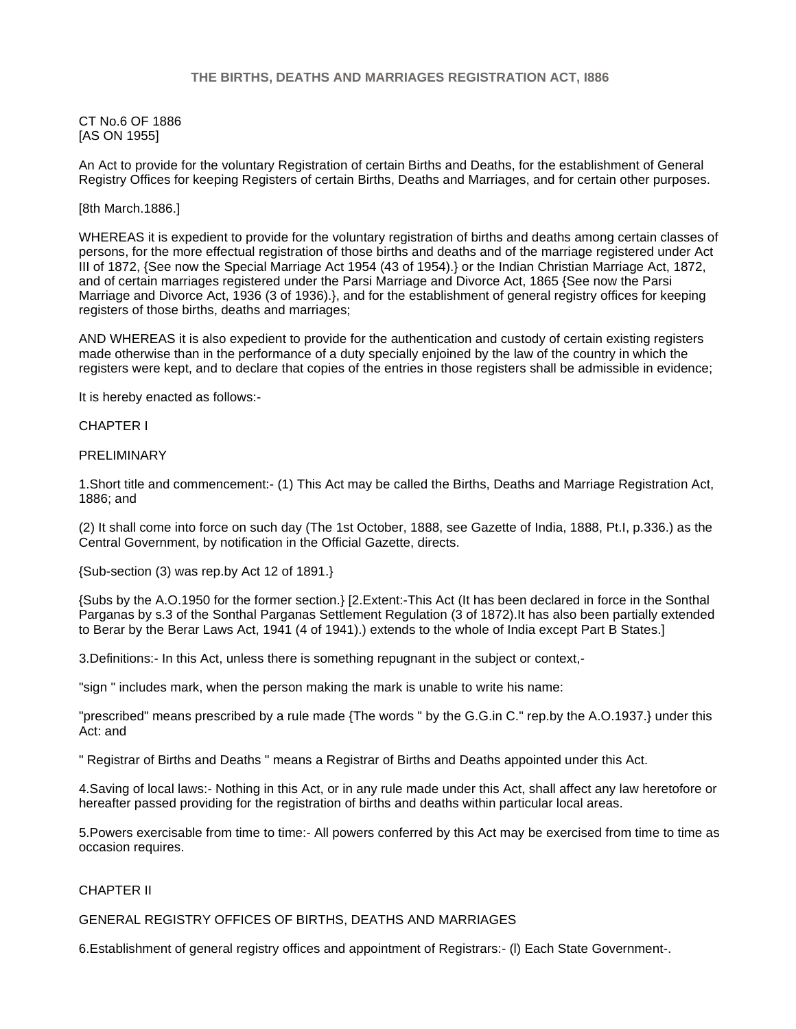# THE BIRTHS, DEATHS AND MARRIAGES REGISTRATION ACT, I886

CT No.6 OF 1886
[AS ON 1955]

An Act to provide for the voluntary Registration of certain Births and Deaths, for the establishment of General Registry Offices for keeping Registers of certain Births, Deaths and Marriages, and for certain other purposes.

[8th March.1886.]

WHEREAS it is expedient to provide for the voluntary registration of births and deaths among certain classes of persons, for the more effectual registration of those births and deaths and of the marriage registered under Act III of 1872, {See now the Special Marriage Act 1954 (43 of 1954).} or the Indian Christian Marriage Act, 1872, and of certain marriages registered under the Parsi Marriage and Divorce Act, 1865 {See now the Parsi Marriage and Divorce Act, 1936 (3 of 1936).}, and for the establishment of general registry offices for keeping registers of those births, deaths and marriages;

AND WHEREAS it is also expedient to provide for the authentication and custody of certain existing registers made otherwise than in the performance of a duty specially enjoined by the law of the country in which the registers were kept, and to declare that copies of the entries in those registers shall be admissible in evidence;

It is hereby enacted as follows:-

CHAPTER I

PRELIMINARY

1.Short title and commencement:- (1) This Act may be called the Births, Deaths and Marriage Registration Act, 1886; and

(2) It shall come into force on such day (The 1st October, 1888, see Gazette of India, 1888, Pt.I, p.336.) as the Central Government, by notification in the Official Gazette, directs.

{Sub-section (3) was rep.by Act 12 of 1891.}

{Subs by the A.O.1950 for the former section.} [2.Extent:-This Act (It has been declared in force in the Sonthal Parganas by s.3 of the Sonthal Parganas Settlement Regulation (3 of 1872).It has also been partially extended to Berar by the Berar Laws Act, 1941 (4 of 1941).) extends to the whole of India except Part B States.]

3.Definitions:- In this Act, unless there is something repugnant in the subject or context,-

"sign " includes mark, when the person making the mark is unable to write his name:

"prescribed" means prescribed by a rule made {The words " by the G.G.in C." rep.by the A.O.1937.} under this Act: and

" Registrar of Births and Deaths " means a Registrar of Births and Deaths appointed under this Act.

4.Saving of local laws:- Nothing in this Act, or in any rule made under this Act, shall affect any law heretofore or hereafter passed providing for the registration of births and deaths within particular local areas.

5.Powers exercisable from time to time:- All powers conferred by this Act may be exercised from time to time as occasion requires.

CHAPTER II

GENERAL REGISTRY OFFICES OF BIRTHS, DEATHS AND MARRIAGES

6.Establishment of general registry offices and appointment of Registrars:- (l) Each State Government-.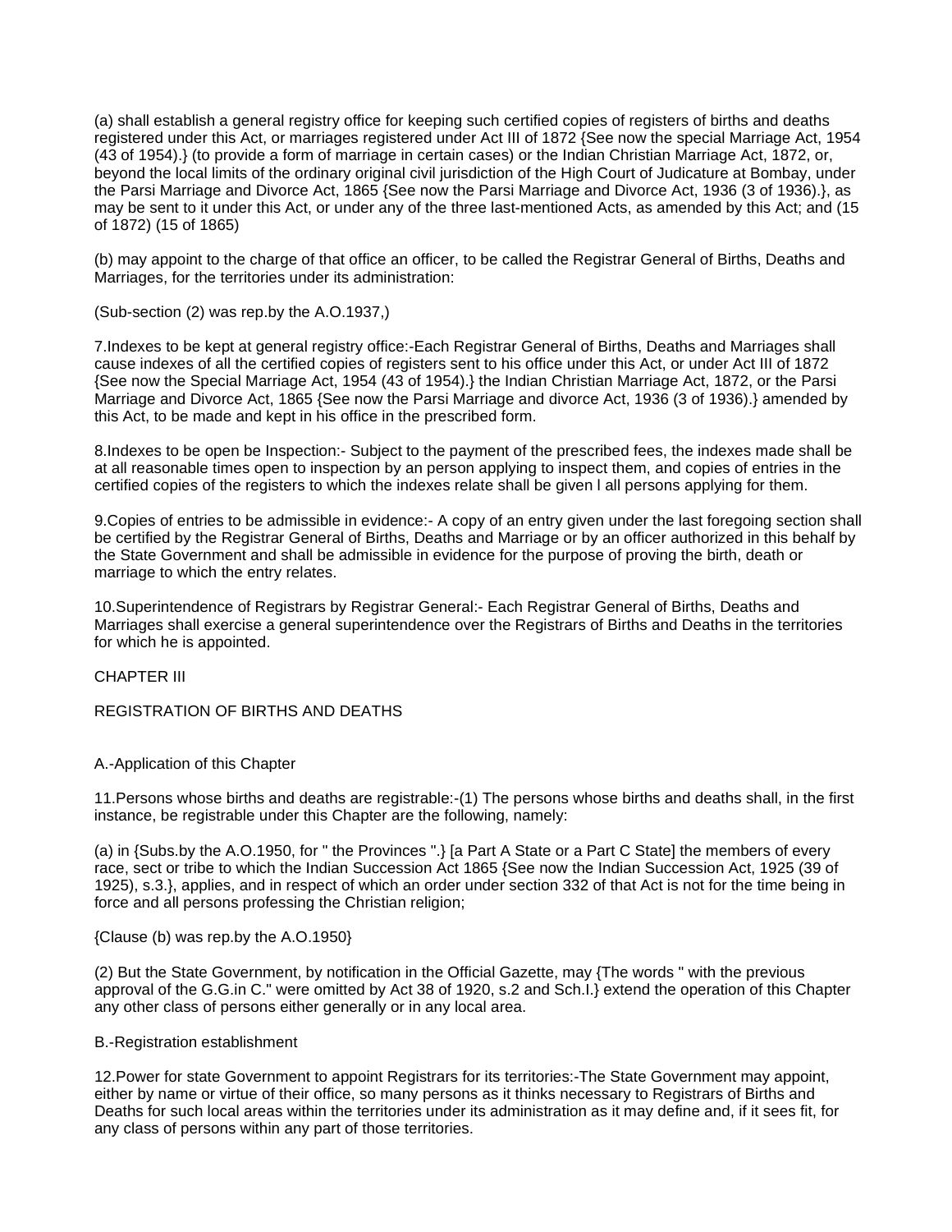(a) shall establish a general registry office for keeping such certified copies of registers of births and deaths registered under this Act, or marriages registered under Act III of 1872 {See now the special Marriage Act, 1954 (43 of 1954).} (to provide a form of marriage in certain cases) or the Indian Christian Marriage Act, 1872, or, beyond the local limits of the ordinary original civil jurisdiction of the High Court of Judicature at Bombay, under the Parsi Marriage and Divorce Act, 1865 {See now the Parsi Marriage and Divorce Act, 1936 (3 of 1936).}, as may be sent to it under this Act, or under any of the three last-mentioned Acts, as amended by this Act; and (15 of 1872) (15 of 1865)

(b) may appoint to the charge of that office an officer, to be called the Registrar General of Births, Deaths and Marriages, for the territories under its administration:

(Sub-section (2) was rep.by the A.O.1937,)

7.Indexes to be kept at general registry office:-Each Registrar General of Births, Deaths and Marriages shall cause indexes of all the certified copies of registers sent to his office under this Act, or under Act III of 1872 {See now the Special Marriage Act, 1954 (43 of 1954).} the Indian Christian Marriage Act, 1872, or the Parsi Marriage and Divorce Act, 1865 {See now the Parsi Marriage and divorce Act, 1936 (3 of 1936).} amended by this Act, to be made and kept in his office in the prescribed form.

8.Indexes to be open be Inspection:- Subject to the payment of the prescribed fees, the indexes made shall be at all reasonable times open to inspection by an person applying to inspect them, and copies of entries in the certified copies of the registers to which the indexes relate shall be given l all persons applying for them.

9.Copies of entries to be admissible in evidence:- A copy of an entry given under the last foregoing section shall be certified by the Registrar General of Births, Deaths and Marriage or by an officer authorized in this behalf by the State Government and shall be admissible in evidence for the purpose of proving the birth, death or marriage to which the entry relates.

10.Superintendence of Registrars by Registrar General:- Each Registrar General of Births, Deaths and Marriages shall exercise a general superintendence over the Registrars of Births and Deaths in the territories for which he is appointed.

CHAPTER III

REGISTRATION OF BIRTHS AND DEATHS

A.-Application of this Chapter

11.Persons whose births and deaths are registrable:-(1) The persons whose births and deaths shall, in the first instance, be registrable under this Chapter are the following, namely:

(a) in {Subs.by the A.O.1950, for " the Provinces ".} [a Part A State or a Part C State] the members of every race, sect or tribe to which the Indian Succession Act 1865 {See now the Indian Succession Act, 1925 (39 of 1925), s.3.}, applies, and in respect of which an order under section 332 of that Act is not for the time being in force and all persons professing the Christian religion;

{Clause (b) was rep.by the A.O.1950}

(2) But the State Government, by notification in the Official Gazette, may {The words " with the previous approval of the G.G.in C." were omitted by Act 38 of 1920, s.2 and Sch.I.} extend the operation of this Chapter any other class of persons either generally or in any local area.

B.-Registration establishment

12.Power for state Government to appoint Registrars for its territories:-The State Government may appoint, either by name or virtue of their office, so many persons as it thinks necessary to Registrars of Births and Deaths for such local areas within the territories under its administration as it may define and, if it sees fit, for any class of persons within any part of those territories.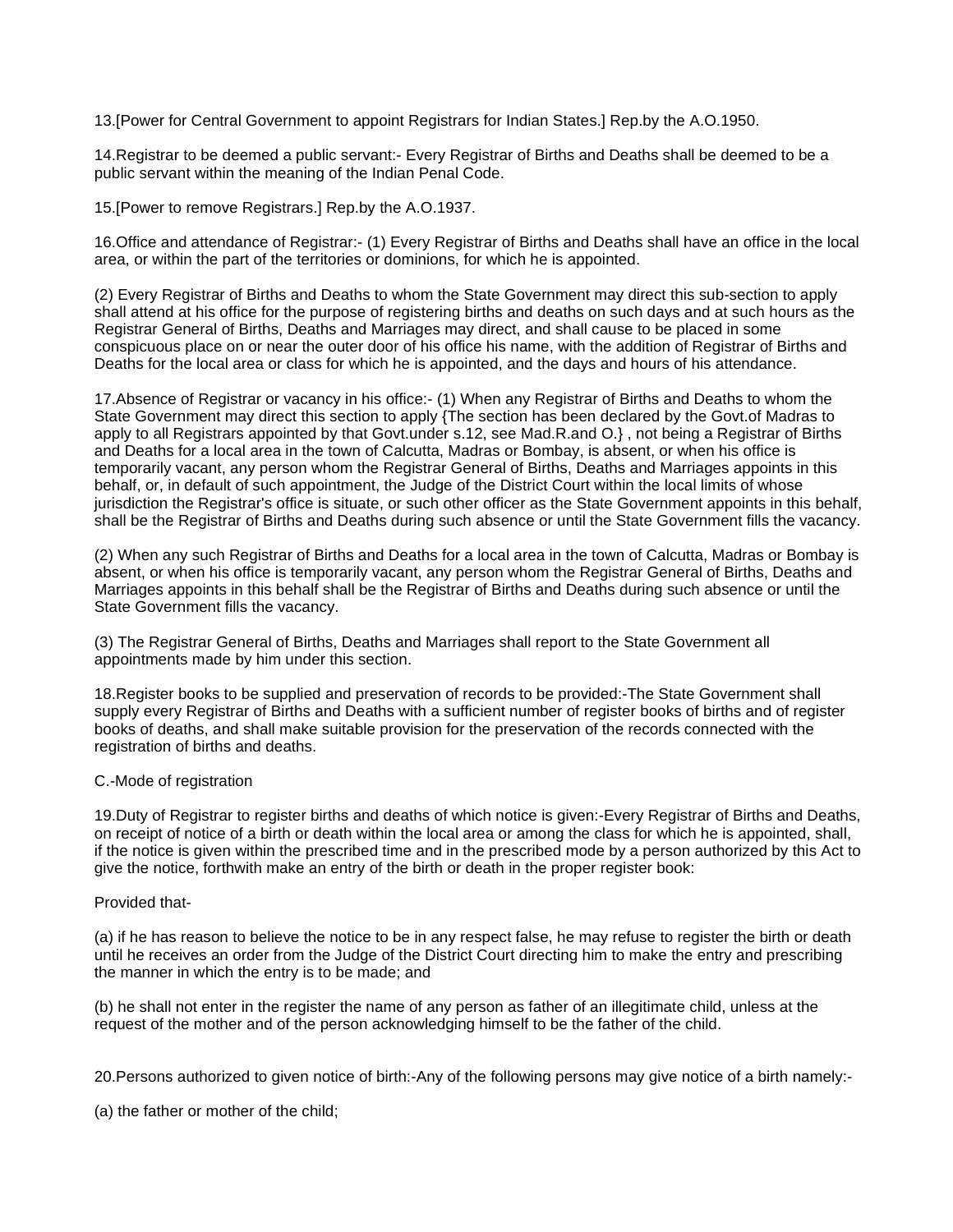13.[Power for Central Government to appoint Registrars for Indian States.] Rep.by the A.O.1950.

14.Registrar to be deemed a public servant:- Every Registrar of Births and Deaths shall be deemed to be a public servant within the meaning of the Indian Penal Code.

15.[Power to remove Registrars.] Rep.by the A.O.1937.

16.Office and attendance of Registrar:- (1) Every Registrar of Births and Deaths shall have an office in the local area, or within the part of the territories or dominions, for which he is appointed.

(2) Every Registrar of Births and Deaths to whom the State Government may direct this sub-section to apply shall attend at his office for the purpose of registering births and deaths on such days and at such hours as the Registrar General of Births, Deaths and Marriages may direct, and shall cause to be placed in some conspicuous place on or near the outer door of his office his name, with the addition of Registrar of Births and Deaths for the local area or class for which he is appointed, and the days and hours of his attendance.

17.Absence of Registrar or vacancy in his office:- (1) When any Registrar of Births and Deaths to whom the State Government may direct this section to apply {The section has been declared by the Govt.of Madras to apply to all Registrars appointed by that Govt.under s.12, see Mad.R.and O.} , not being a Registrar of Births and Deaths for a local area in the town of Calcutta, Madras or Bombay, is absent, or when his office is temporarily vacant, any person whom the Registrar General of Births, Deaths and Marriages appoints in this behalf, or, in default of such appointment, the Judge of the District Court within the local limits of whose jurisdiction the Registrar's office is situate, or such other officer as the State Government appoints in this behalf, shall be the Registrar of Births and Deaths during such absence or until the State Government fills the vacancy.

(2) When any such Registrar of Births and Deaths for a local area in the town of Calcutta, Madras or Bombay is absent, or when his office is temporarily vacant, any person whom the Registrar General of Births, Deaths and Marriages appoints in this behalf shall be the Registrar of Births and Deaths during such absence or until the State Government fills the vacancy.

(3) The Registrar General of Births, Deaths and Marriages shall report to the State Government all appointments made by him under this section.

18.Register books to be supplied and preservation of records to be provided:-The State Government shall supply every Registrar of Births and Deaths with a sufficient number of register books of births and of register books of deaths, and shall make suitable provision for the preservation of the records connected with the registration of births and deaths.

C.-Mode of registration

19.Duty of Registrar to register births and deaths of which notice is given:-Every Registrar of Births and Deaths, on receipt of notice of a birth or death within the local area or among the class for which he is appointed, shall, if the notice is given within the prescribed time and in the prescribed mode by a person authorized by this Act to give the notice, forthwith make an entry of the birth or death in the proper register book:

Provided that-

(a) if he has reason to believe the notice to be in any respect false, he may refuse to register the birth or death until he receives an order from the Judge of the District Court directing him to make the entry and prescribing the manner in which the entry is to be made; and

(b) he shall not enter in the register the name of any person as father of an illegitimate child, unless at the request of the mother and of the person acknowledging himself to be the father of the child.

20.Persons authorized to given notice of birth:-Any of the following persons may give notice of a birth namely:-

(a) the father or mother of the child;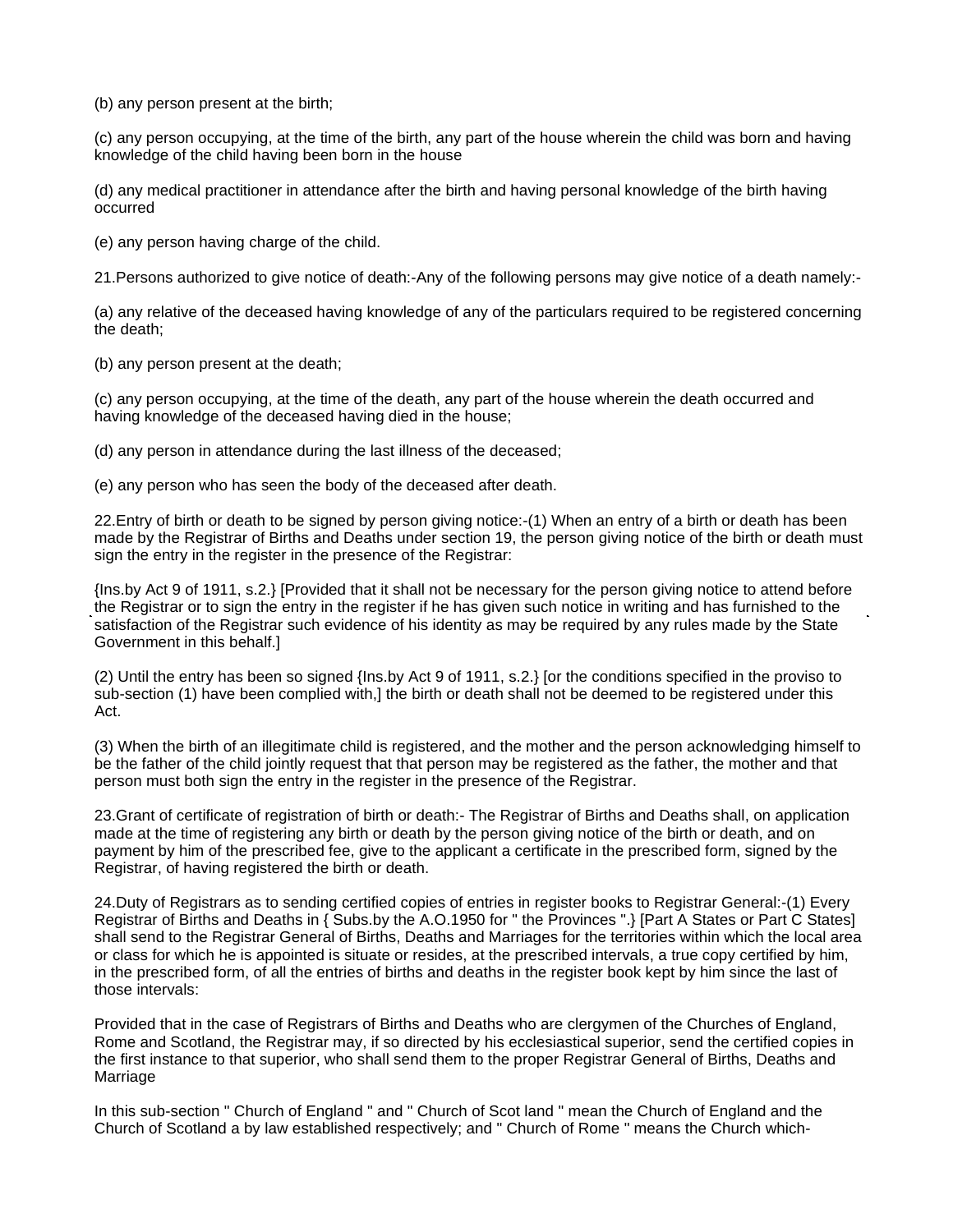(b) any person present at the birth;

(c) any person occupying, at the time of the birth, any part of the house wherein the child was born and having knowledge of the child having been born in the house

(d) any medical practitioner in attendance after the birth and having personal knowledge of the birth having occurred

(e) any person having charge of the child.

21.Persons authorized to give notice of death:-Any of the following persons may give notice of a death namely:-

(a) any relative of the deceased having knowledge of any of the particulars required to be registered concerning the death;

(b) any person present at the death;

(c) any person occupying, at the time of the death, any part of the house wherein the death occurred and having knowledge of the deceased having died in the house;

(d) any person in attendance during the last illness of the deceased;

(e) any person who has seen the body of the deceased after death.

22.Entry of birth or death to be signed by person giving notice:-(1) When an entry of a birth or death has been made by the Registrar of Births and Deaths under section 19, the person giving notice of the birth or death must sign the entry in the register in the presence of the Registrar:

{Ins.by Act 9 of 1911, s.2.} [Provided that it shall not be necessary for the person giving notice to attend before the Registrar or to sign the entry in the register if he has given such notice in writing and has furnished to the satisfaction of the Registrar such evidence of his identity as may be required by any rules made by the State Government in this behalf.]

(2) Until the entry has been so signed {Ins.by Act 9 of 1911, s.2.} [or the conditions specified in the proviso to sub-section (1) have been complied with,] the birth or death shall not be deemed to be registered under this Act.

(3) When the birth of an illegitimate child is registered, and the mother and the person acknowledging himself to be the father of the child jointly request that that person may be registered as the father, the mother and that person must both sign the entry in the register in the presence of the Registrar.

23.Grant of certificate of registration of birth or death:- The Registrar of Births and Deaths shall, on application made at the time of registering any birth or death by the person giving notice of the birth or death, and on payment by him of the prescribed fee, give to the applicant a certificate in the prescribed form, signed by the Registrar, of having registered the birth or death.

24.Duty of Registrars as to sending certified copies of entries in register books to Registrar General:-(1) Every Registrar of Births and Deaths in { Subs.by the A.O.1950 for " the Provinces ".} [Part A States or Part C States] shall send to the Registrar General of Births, Deaths and Marriages for the territories within which the local area or class for which he is appointed is situate or resides, at the prescribed intervals, a true copy certified by him, in the prescribed form, of all the entries of births and deaths in the register book kept by him since the last of those intervals:

Provided that in the case of Registrars of Births and Deaths who are clergymen of the Churches of England, Rome and Scotland, the Registrar may, if so directed by his ecclesiastical superior, send the certified copies in the first instance to that superior, who shall send them to the proper Registrar General of Births, Deaths and Marriage

In this sub-section " Church of England " and " Church of Scot land " mean the Church of England and the Church of Scotland a by law established respectively; and " Church of Rome " means the Church which-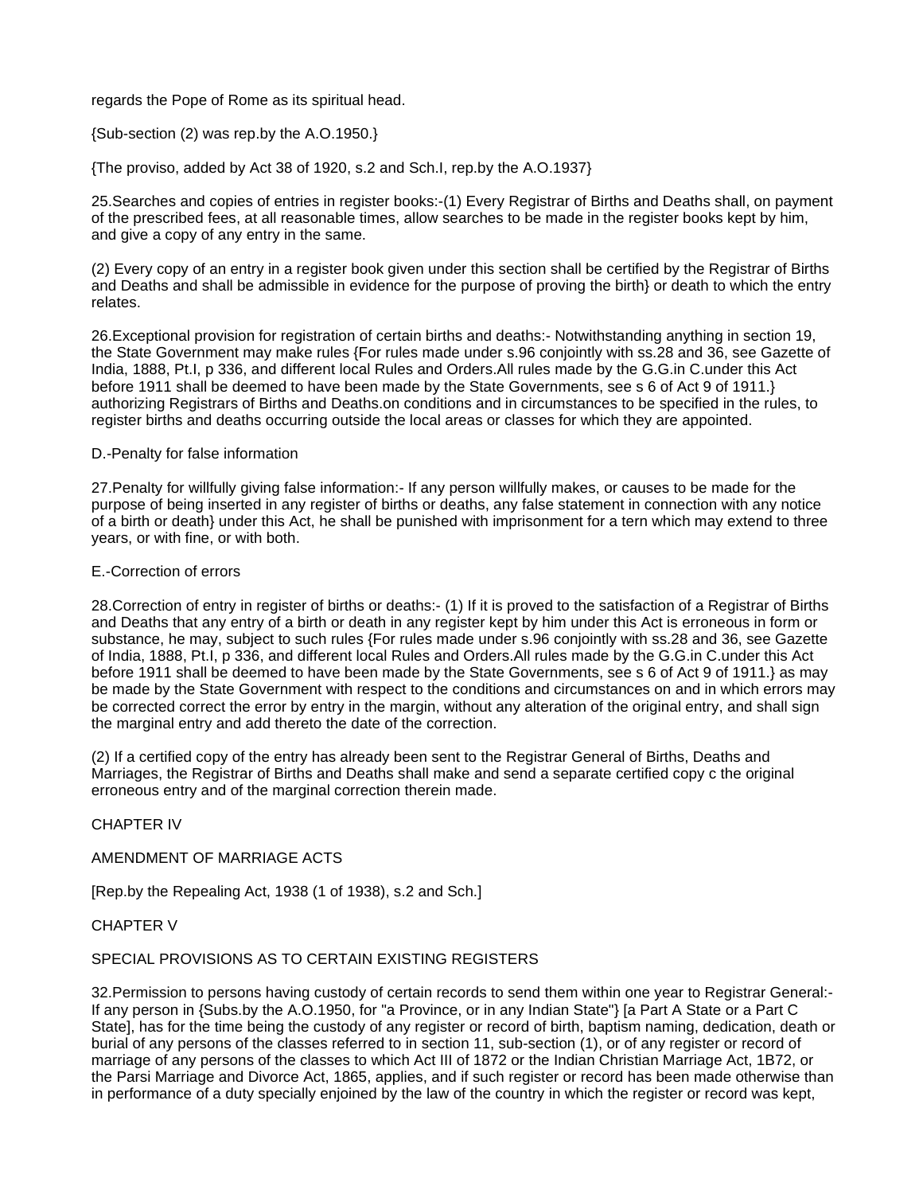regards the Pope of Rome as its spiritual head.

{Sub-section (2) was rep.by the A.O.1950.}

{The proviso, added by Act 38 of 1920, s.2 and Sch.I, rep.by the A.O.1937}

25.Searches and copies of entries in register books:-(1) Every Registrar of Births and Deaths shall, on payment of the prescribed fees, at all reasonable times, allow searches to be made in the register books kept by him, and give a copy of any entry in the same.

(2) Every copy of an entry in a register book given under this section shall be certified by the Registrar of Births and Deaths and shall be admissible in evidence for the purpose of proving the birth} or death to which the entry relates.

26.Exceptional provision for registration of certain births and deaths:- Notwithstanding anything in section 19, the State Government may make rules {For rules made under s.96 conjointly with ss.28 and 36, see Gazette of India, 1888, Pt.I, p 336, and different local Rules and Orders.All rules made by the G.G.in C.under this Act before 1911 shall be deemed to have been made by the State Governments, see s 6 of Act 9 of 1911.} authorizing Registrars of Births and Deaths.on conditions and in circumstances to be specified in the rules, to register births and deaths occurring outside the local areas or classes for which they are appointed.

D.-Penalty for false information

27.Penalty for willfully giving false information:- If any person willfully makes, or causes to be made for the purpose of being inserted in any register of births or deaths, any false statement in connection with any notice of a birth or death} under this Act, he shall be punished with imprisonment for a tern which may extend to three years, or with fine, or with both.

E.-Correction of errors

28.Correction of entry in register of births or deaths:- (1) If it is proved to the satisfaction of a Registrar of Births and Deaths that any entry of a birth or death in any register kept by him under this Act is erroneous in form or substance, he may, subject to such rules {For rules made under s.96 conjointly with ss.28 and 36, see Gazette of India, 1888, Pt.I, p 336, and different local Rules and Orders.All rules made by the G.G.in C.under this Act before 1911 shall be deemed to have been made by the State Governments, see s 6 of Act 9 of 1911.} as may be made by the State Government with respect to the conditions and circumstances on and in which errors may be corrected correct the error by entry in the margin, without any alteration of the original entry, and shall sign the marginal entry and add thereto the date of the correction.

(2) If a certified copy of the entry has already been sent to the Registrar General of Births, Deaths and Marriages, the Registrar of Births and Deaths shall make and send a separate certified copy c the original erroneous entry and of the marginal correction therein made.

CHAPTER IV

AMENDMENT OF MARRIAGE ACTS

[Rep.by the Repealing Act, 1938 (1 of 1938), s.2 and Sch.]

CHAPTER V

SPECIAL PROVISIONS AS TO CERTAIN EXISTING REGISTERS

32.Permission to persons having custody of certain records to send them within one year to Registrar General:- If any person in {Subs.by the A.O.1950, for "a Province, or in any Indian State"} [a Part A State or a Part C State], has for the time being the custody of any register or record of birth, baptism naming, dedication, death or burial of any persons of the classes referred to in section 11, sub-section (1), or of any register or record of marriage of any persons of the classes to which Act III of 1872 or the Indian Christian Marriage Act, 1B72, or the Parsi Marriage and Divorce Act, 1865, applies, and if such register or record has been made otherwise than in performance of a duty specially enjoined by the law of the country in which the register or record was kept,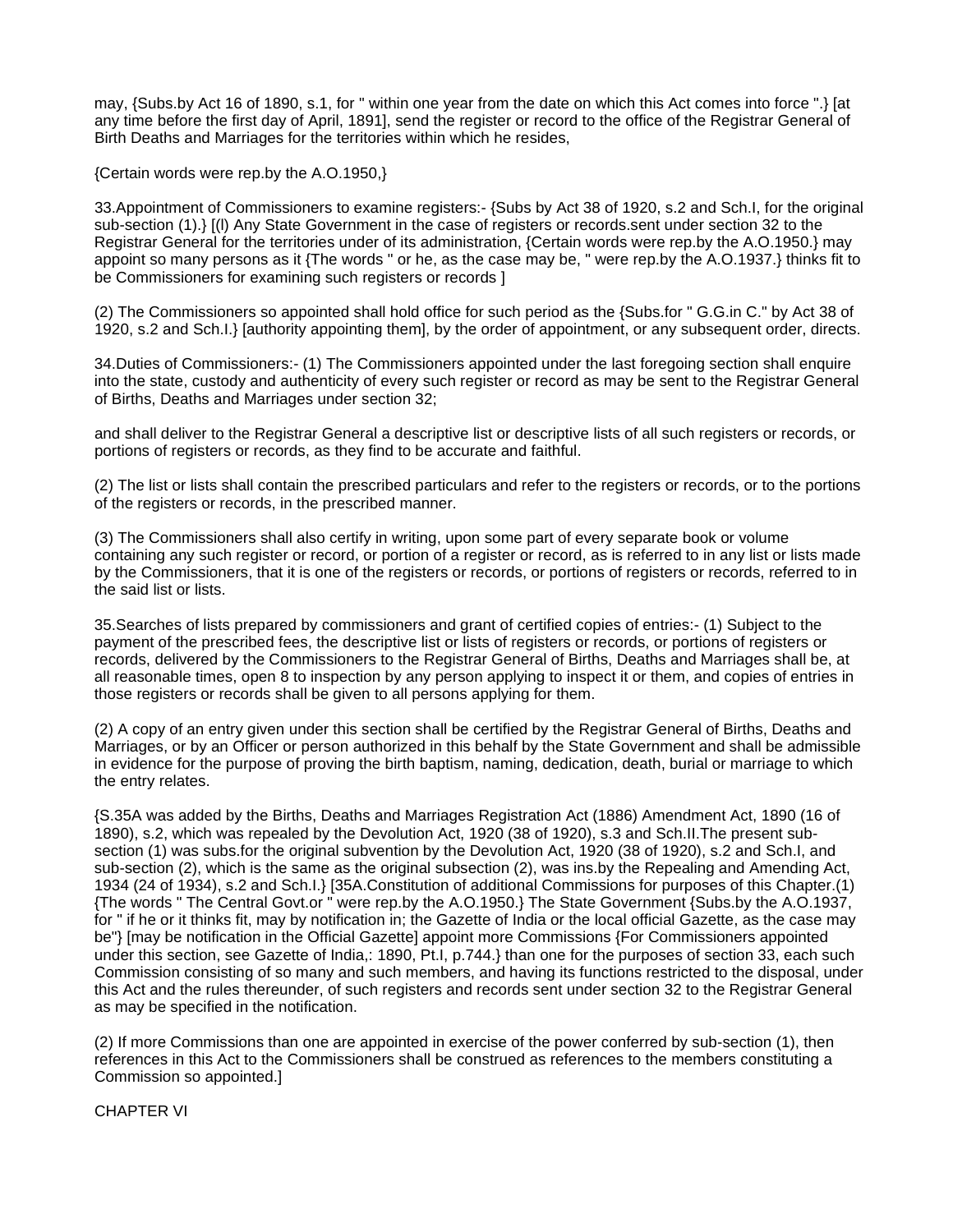may, {Subs.by Act 16 of 1890, s.1, for " within one year from the date on which this Act comes into force ".} [at any time before the first day of April, 1891], send the register or record to the office of the Registrar General of Birth Deaths and Marriages for the territories within which he resides,

{Certain words were rep.by the A.O.1950,}

33.Appointment of Commissioners to examine registers:- {Subs by Act 38 of 1920, s.2 and Sch.I, for the original sub-section (1).} [(l) Any State Government in the case of registers or records.sent under section 32 to the Registrar General for the territories under of its administration, {Certain words were rep.by the A.O.1950.} may appoint so many persons as it {The words " or he, as the case may be, " were rep.by the A.O.1937.} thinks fit to be Commissioners for examining such registers or records ]

(2) The Commissioners so appointed shall hold office for such period as the {Subs.for " G.G.in C." by Act 38 of 1920, s.2 and Sch.I.} [authority appointing them], by the order of appointment, or any subsequent order, directs.

34.Duties of Commissioners:- (1) The Commissioners appointed under the last foregoing section shall enquire into the state, custody and authenticity of every such register or record as may be sent to the Registrar General of Births, Deaths and Marriages under section 32;

and shall deliver to the Registrar General a descriptive list or descriptive lists of all such registers or records, or portions of registers or records, as they find to be accurate and faithful.

(2) The list or lists shall contain the prescribed particulars and refer to the registers or records, or to the portions of the registers or records, in the prescribed manner.

(3) The Commissioners shall also certify in writing, upon some part of every separate book or volume containing any such register or record, or portion of a register or record, as is referred to in any list or lists made by the Commissioners, that it is one of the registers or records, or portions of registers or records, referred to in the said list or lists.

35.Searches of lists prepared by commissioners and grant of certified copies of entries:- (1) Subject to the payment of the prescribed fees, the descriptive list or lists of registers or records, or portions of registers or records, delivered by the Commissioners to the Registrar General of Births, Deaths and Marriages shall be, at all reasonable times, open 8 to inspection by any person applying to inspect it or them, and copies of entries in those registers or records shall be given to all persons applying for them.

(2) A copy of an entry given under this section shall be certified by the Registrar General of Births, Deaths and Marriages, or by an Officer or person authorized in this behalf by the State Government and shall be admissible in evidence for the purpose of proving the birth baptism, naming, dedication, death, burial or marriage to which the entry relates.

{S.35A was added by the Births, Deaths and Marriages Registration Act (1886) Amendment Act, 1890 (16 of 1890), s.2, which was repealed by the Devolution Act, 1920 (38 of 1920), s.3 and Sch.II.The present sub-section (1) was subs.for the original subvention by the Devolution Act, 1920 (38 of 1920), s.2 and Sch.I, and sub-section (2), which is the same as the original subsection (2), was ins.by the Repealing and Amending Act, 1934 (24 of 1934), s.2 and Sch.I.} [35A.Constitution of additional Commissions for purposes of this Chapter.(1) {The words " The Central Govt.or " were rep.by the A.O.1950.} The State Government {Subs.by the A.O.1937, for " if he or it thinks fit, may by notification in; the Gazette of India or the local official Gazette, as the case may be"} [may be notification in the Official Gazette] appoint more Commissions {For Commissioners appointed under this section, see Gazette of India,: 1890, Pt.I, p.744.} than one for the purposes of section 33, each such Commission consisting of so many and such members, and having its functions restricted to the disposal, under this Act and the rules thereunder, of such registers and records sent under section 32 to the Registrar General as may be specified in the notification.

(2) If more Commissions than one are appointed in exercise of the power conferred by sub-section (1), then references in this Act to the Commissioners shall be construed as references to the members constituting a Commission so appointed.]

CHAPTER VI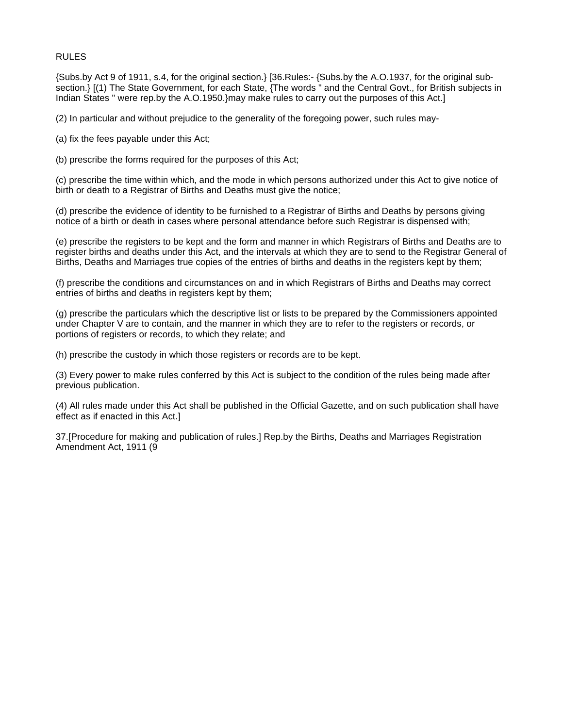RULES

{Subs.by Act 9 of 1911, s.4, for the original section.} [36.Rules:- {Subs.by the A.O.1937, for the original sub-section.} [(1) The State Government, for each State, {The words " and the Central Govt., for British subjects in Indian States " were rep.by the A.O.1950.}may make rules to carry out the purposes of this Act.]

(2) In particular and without prejudice to the generality of the foregoing power, such rules may-

(a) fix the fees payable under this Act;

(b) prescribe the forms required for the purposes of this Act;

(c) prescribe the time within which, and the mode in which persons authorized under this Act to give notice of birth or death to a Registrar of Births and Deaths must give the notice;

(d) prescribe the evidence of identity to be furnished to a Registrar of Births and Deaths by persons giving notice of a birth or death in cases where personal attendance before such Registrar is dispensed with;

(e) prescribe the registers to be kept and the form and manner in which Registrars of Births and Deaths are to register births and deaths under this Act, and the intervals at which they are to send to the Registrar General of Births, Deaths and Marriages true copies of the entries of births and deaths in the registers kept by them;

(f) prescribe the conditions and circumstances on and in which Registrars of Births and Deaths may correct entries of births and deaths in registers kept by them;

(g) prescribe the particulars which the descriptive list or lists to be prepared by the Commissioners appointed under Chapter V are to contain, and the manner in which they are to refer to the registers or records, or portions of registers or records, to which they relate; and

(h) prescribe the custody in which those registers or records are to be kept.

(3) Every power to make rules conferred by this Act is subject to the condition of the rules being made after previous publication.

(4) All rules made under this Act shall be published in the Official Gazette, and on such publication shall have effect as if enacted in this Act.]

37.[Procedure for making and publication of rules.] Rep.by the Births, Deaths and Marriages Registration Amendment Act, 1911 (9